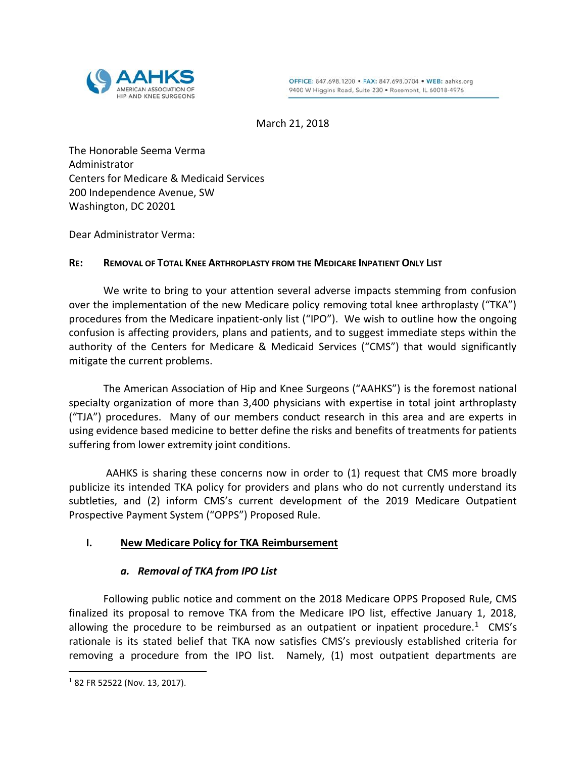AAHKS
AMERICAN ASSOCIATION OF HIP AND KNEE SURGEONS

OFFICE: 847.698.1200 • FAX: 847.698.0704 • WEB: aahks.org
9400 W Higgins Road, Suite 230 • Rosemont, IL 60018-4976

March 21, 2018

The Honorable Seema Verma
Administrator
Centers for Medicare & Medicaid Services
200 Independence Avenue, SW
Washington, DC 20201

Dear Administrator Verma:

**RE: REMOVAL OF TOTAL KNEE ARTHROPLASTY FROM THE MEDICARE INPATIENT ONLY LIST**

We write to bring to your attention several adverse impacts stemming from confusion over the implementation of the new Medicare policy removing total knee arthroplasty ("TKA") procedures from the Medicare inpatient-only list ("IPO"). We wish to outline how the ongoing confusion is affecting providers, plans and patients, and to suggest immediate steps within the authority of the Centers for Medicare & Medicaid Services ("CMS") that would significantly mitigate the current problems.

The American Association of Hip and Knee Surgeons ("AAHKS") is the foremost national specialty organization of more than 3,400 physicians with expertise in total joint arthroplasty ("TJA") procedures. Many of our members conduct research in this area and are experts in using evidence based medicine to better define the risks and benefits of treatments for patients suffering from lower extremity joint conditions.

AAHKS is sharing these concerns now in order to (1) request that CMS more broadly publicize its intended TKA policy for providers and plans who do not currently understand its subtleties, and (2) inform CMS's current development of the 2019 Medicare Outpatient Prospective Payment System ("OPPS") Proposed Rule.

## I. New Medicare Policy for TKA Reimbursement

### *a. Removal of TKA from IPO List*

Following public notice and comment on the 2018 Medicare OPPS Proposed Rule, CMS finalized its proposal to remove TKA from the Medicare IPO list, effective January 1, 2018, allowing the procedure to be reimbursed as an outpatient or inpatient procedure.[1] CMS's rationale is its stated belief that TKA now satisfies CMS's previously established criteria for removing a procedure from the IPO list. Namely, (1) most outpatient departments are

[1] 82 FR 52522 (Nov. 13, 2017).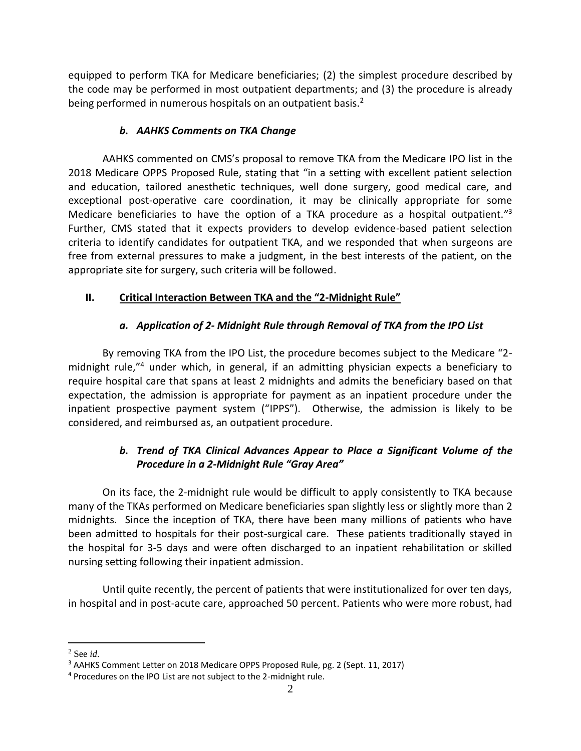equipped to perform TKA for Medicare beneficiaries; (2) the simplest procedure described by the code may be performed in most outpatient departments; and (3) the procedure is already being performed in numerous hospitals on an outpatient basis.[2]

### *b. AAHKS Comments on TKA Change*

AAHKS commented on CMS's proposal to remove TKA from the Medicare IPO list in the 2018 Medicare OPPS Proposed Rule, stating that "in a setting with excellent patient selection and education, tailored anesthetic techniques, well done surgery, good medical care, and exceptional post-operative care coordination, it may be clinically appropriate for some Medicare beneficiaries to have the option of a TKA procedure as a hospital outpatient."[3] Further, CMS stated that it expects providers to develop evidence-based patient selection criteria to identify candidates for outpatient TKA, and we responded that when surgeons are free from external pressures to make a judgment, in the best interests of the patient, on the appropriate site for surgery, such criteria will be followed.

## II. <u>Critical Interaction Between TKA and the "2-Midnight Rule"</u>

### *a. Application of 2- Midnight Rule through Removal of TKA from the IPO List*

By removing TKA from the IPO List, the procedure becomes subject to the Medicare "2-midnight rule,"[4] under which, in general, if an admitting physician expects a beneficiary to require hospital care that spans at least 2 midnights and admits the beneficiary based on that expectation, the admission is appropriate for payment as an inpatient procedure under the inpatient prospective payment system ("IPPS"). Otherwise, the admission is likely to be considered, and reimbursed as, an outpatient procedure.

### *b. Trend of TKA Clinical Advances Appear to Place a Significant Volume of the Procedure in a 2-Midnight Rule "Gray Area"*

On its face, the 2-midnight rule would be difficult to apply consistently to TKA because many of the TKAs performed on Medicare beneficiaries span slightly less or slightly more than 2 midnights. Since the inception of TKA, there have been many millions of patients who have been admitted to hospitals for their post-surgical care. These patients traditionally stayed in the hospital for 3-5 days and were often discharged to an inpatient rehabilitation or skilled nursing setting following their inpatient admission.

Until quite recently, the percent of patients that were institutionalized for over ten days, in hospital and in post-acute care, approached 50 percent. Patients who were more robust, had

---

[2] See *id*.

[3] AAHKS Comment Letter on 2018 Medicare OPPS Proposed Rule, pg. 2 (Sept. 11, 2017)

[4] Procedures on the IPO List are not subject to the 2-midnight rule.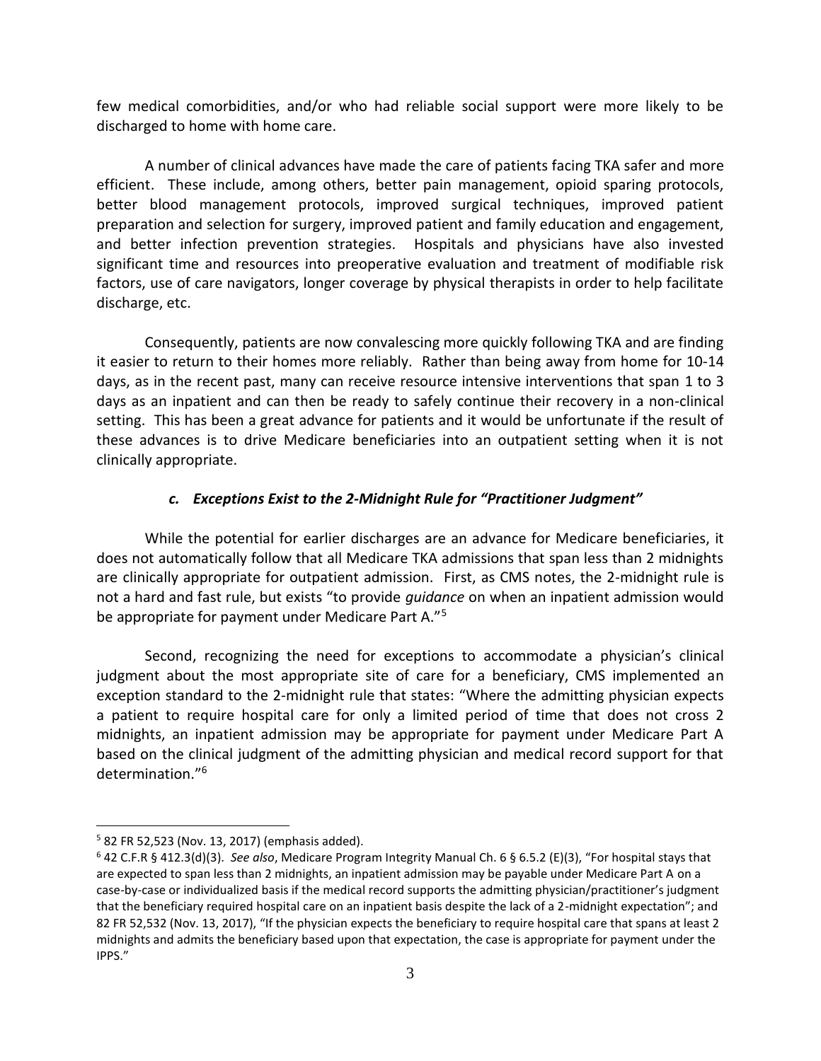few medical comorbidities, and/or who had reliable social support were more likely to be discharged to home with home care.

A number of clinical advances have made the care of patients facing TKA safer and more efficient. These include, among others, better pain management, opioid sparing protocols, better blood management protocols, improved surgical techniques, improved patient preparation and selection for surgery, improved patient and family education and engagement, and better infection prevention strategies. Hospitals and physicians have also invested significant time and resources into preoperative evaluation and treatment of modifiable risk factors, use of care navigators, longer coverage by physical therapists in order to help facilitate discharge, etc.

Consequently, patients are now convalescing more quickly following TKA and are finding it easier to return to their homes more reliably. Rather than being away from home for 10-14 days, as in the recent past, many can receive resource intensive interventions that span 1 to 3 days as an inpatient and can then be ready to safely continue their recovery in a non-clinical setting. This has been a great advance for patients and it would be unfortunate if the result of these advances is to drive Medicare beneficiaries into an outpatient setting when it is not clinically appropriate.

### *c. Exceptions Exist to the 2-Midnight Rule for "Practitioner Judgment"*

While the potential for earlier discharges are an advance for Medicare beneficiaries, it does not automatically follow that all Medicare TKA admissions that span less than 2 midnights are clinically appropriate for outpatient admission. First, as CMS notes, the 2-midnight rule is not a hard and fast rule, but exists "to provide *guidance* on when an inpatient admission would be appropriate for payment under Medicare Part A."[5]

Second, recognizing the need for exceptions to accommodate a physician's clinical judgment about the most appropriate site of care for a beneficiary, CMS implemented an exception standard to the 2-midnight rule that states: "Where the admitting physician expects a patient to require hospital care for only a limited period of time that does not cross 2 midnights, an inpatient admission may be appropriate for payment under Medicare Part A based on the clinical judgment of the admitting physician and medical record support for that determination."[6]

---

[5] 82 FR 52,523 (Nov. 13, 2017) (emphasis added).

[6] 42 C.F.R § 412.3(d)(3). *See also*, Medicare Program Integrity Manual Ch. 6 § 6.5.2 (E)(3), "For hospital stays that are expected to span less than 2 midnights, an inpatient admission may be payable under Medicare Part A on a case-by-case or individualized basis if the medical record supports the admitting physician/practitioner's judgment that the beneficiary required hospital care on an inpatient basis despite the lack of a 2-midnight expectation"; and 82 FR 52,532 (Nov. 13, 2017), "If the physician expects the beneficiary to require hospital care that spans at least 2 midnights and admits the beneficiary based upon that expectation, the case is appropriate for payment under the IPPS."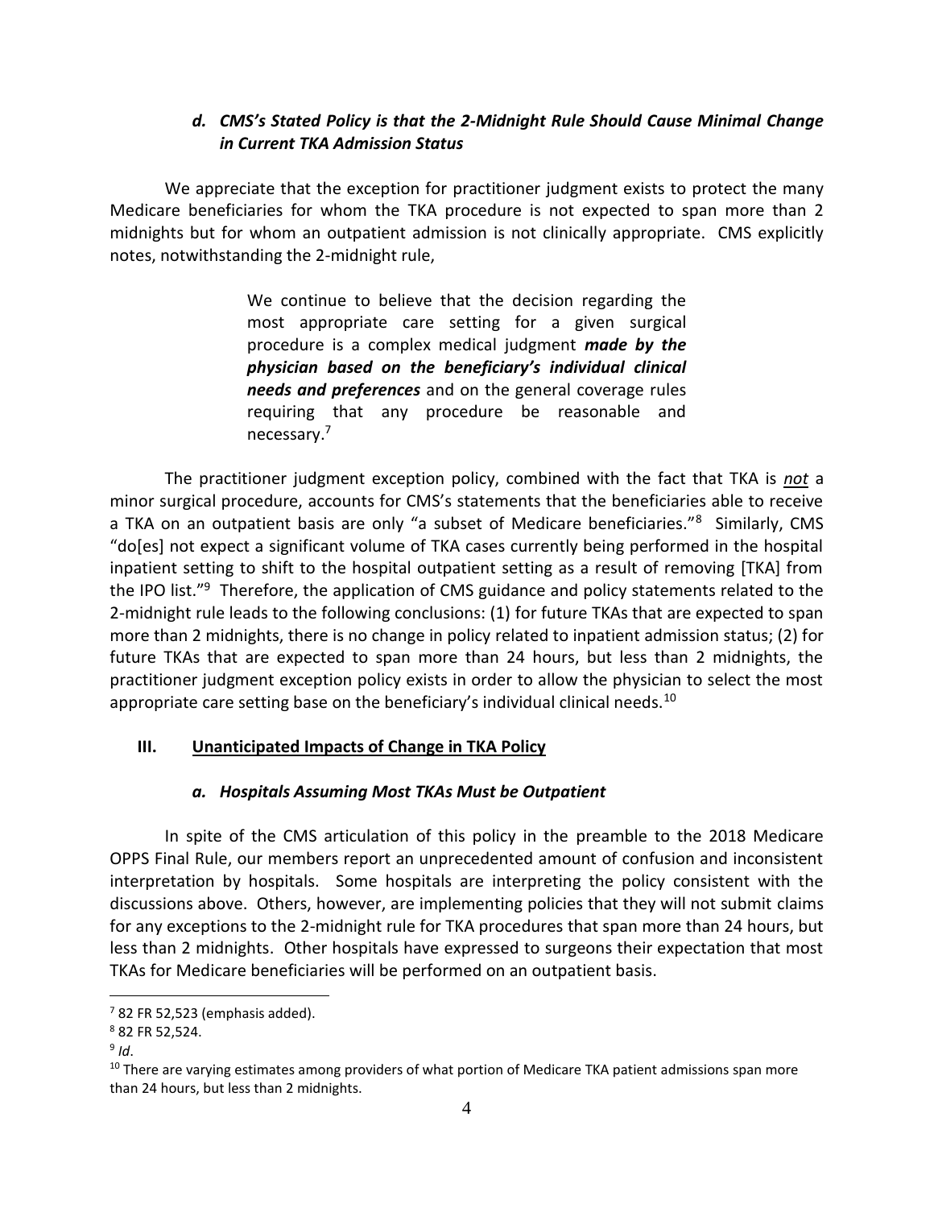### *d. CMS's Stated Policy is that the 2-Midnight Rule Should Cause Minimal Change in Current TKA Admission Status*

We appreciate that the exception for practitioner judgment exists to protect the many Medicare beneficiaries for whom the TKA procedure is not expected to span more than 2 midnights but for whom an outpatient admission is not clinically appropriate. CMS explicitly notes, notwithstanding the 2-midnight rule,

> We continue to believe that the decision regarding the most appropriate care setting for a given surgical procedure is a complex medical judgment ***made by the physician based on the beneficiary's individual clinical needs and preferences*** and on the general coverage rules requiring that any procedure be reasonable and necessary.[7]

The practitioner judgment exception policy, combined with the fact that TKA is ***not*** a minor surgical procedure, accounts for CMS's statements that the beneficiaries able to receive a TKA on an outpatient basis are only "a subset of Medicare beneficiaries."[8] Similarly, CMS "do[es] not expect a significant volume of TKA cases currently being performed in the hospital inpatient setting to shift to the hospital outpatient setting as a result of removing [TKA] from the IPO list."[9] Therefore, the application of CMS guidance and policy statements related to the 2-midnight rule leads to the following conclusions: (1) for future TKAs that are expected to span more than 2 midnights, there is no change in policy related to inpatient admission status; (2) for future TKAs that are expected to span more than 24 hours, but less than 2 midnights, the practitioner judgment exception policy exists in order to allow the physician to select the most appropriate care setting base on the beneficiary's individual clinical needs.[10]

## III. Unanticipated Impacts of Change in TKA Policy

### *a. Hospitals Assuming Most TKAs Must be Outpatient*

In spite of the CMS articulation of this policy in the preamble to the 2018 Medicare OPPS Final Rule, our members report an unprecedented amount of confusion and inconsistent interpretation by hospitals. Some hospitals are interpreting the policy consistent with the discussions above. Others, however, are implementing policies that they will not submit claims for any exceptions to the 2-midnight rule for TKA procedures that span more than 24 hours, but less than 2 midnights. Other hospitals have expressed to surgeons their expectation that most TKAs for Medicare beneficiaries will be performed on an outpatient basis.

---

[7] 82 FR 52,523 (emphasis added).

[8] 82 FR 52,524.

[9] *Id*.

[10] There are varying estimates among providers of what portion of Medicare TKA patient admissions span more than 24 hours, but less than 2 midnights.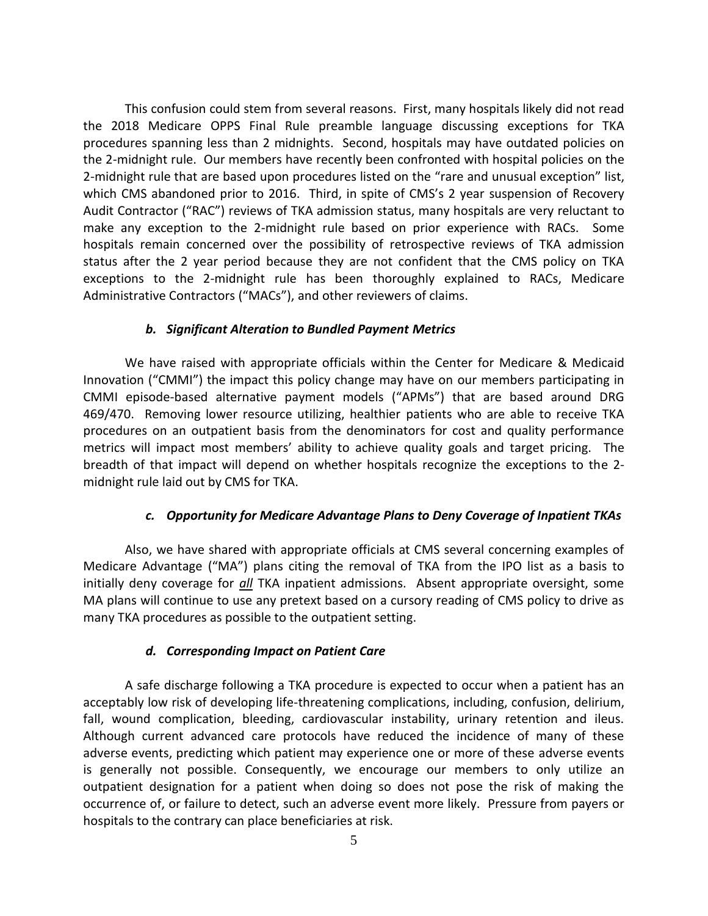This confusion could stem from several reasons. First, many hospitals likely did not read the 2018 Medicare OPPS Final Rule preamble language discussing exceptions for TKA procedures spanning less than 2 midnights. Second, hospitals may have outdated policies on the 2-midnight rule. Our members have recently been confronted with hospital policies on the 2-midnight rule that are based upon procedures listed on the "rare and unusual exception" list, which CMS abandoned prior to 2016. Third, in spite of CMS's 2 year suspension of Recovery Audit Contractor ("RAC") reviews of TKA admission status, many hospitals are very reluctant to make any exception to the 2-midnight rule based on prior experience with RACs. Some hospitals remain concerned over the possibility of retrospective reviews of TKA admission status after the 2 year period because they are not confident that the CMS policy on TKA exceptions to the 2-midnight rule has been thoroughly explained to RACs, Medicare Administrative Contractors ("MACs"), and other reviewers of claims.

### *b. Significant Alteration to Bundled Payment Metrics*

We have raised with appropriate officials within the Center for Medicare & Medicaid Innovation ("CMMI") the impact this policy change may have on our members participating in CMMI episode-based alternative payment models ("APMs") that are based around DRG 469/470. Removing lower resource utilizing, healthier patients who are able to receive TKA procedures on an outpatient basis from the denominators for cost and quality performance metrics will impact most members' ability to achieve quality goals and target pricing. The breadth of that impact will depend on whether hospitals recognize the exceptions to the 2-midnight rule laid out by CMS for TKA.

### *c. Opportunity for Medicare Advantage Plans to Deny Coverage of Inpatient TKAs*

Also, we have shared with appropriate officials at CMS several concerning examples of Medicare Advantage ("MA") plans citing the removal of TKA from the IPO list as a basis to initially deny coverage for ***all*** TKA inpatient admissions. Absent appropriate oversight, some MA plans will continue to use any pretext based on a cursory reading of CMS policy to drive as many TKA procedures as possible to the outpatient setting.

### *d. Corresponding Impact on Patient Care*

A safe discharge following a TKA procedure is expected to occur when a patient has an acceptably low risk of developing life-threatening complications, including, confusion, delirium, fall, wound complication, bleeding, cardiovascular instability, urinary retention and ileus. Although current advanced care protocols have reduced the incidence of many of these adverse events, predicting which patient may experience one or more of these adverse events is generally not possible. Consequently, we encourage our members to only utilize an outpatient designation for a patient when doing so does not pose the risk of making the occurrence of, or failure to detect, such an adverse event more likely. Pressure from payers or hospitals to the contrary can place beneficiaries at risk.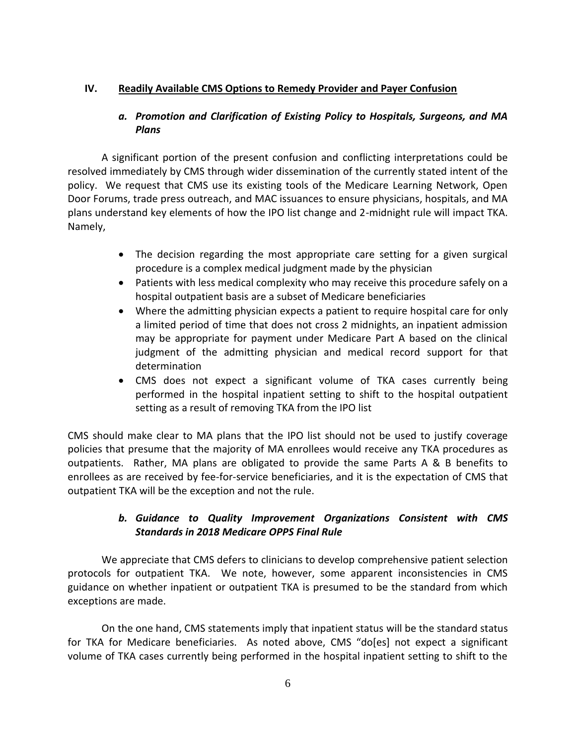## IV. Readily Available CMS Options to Remedy Provider and Payer Confusion

### *a. Promotion and Clarification of Existing Policy to Hospitals, Surgeons, and MA Plans*

A significant portion of the present confusion and conflicting interpretations could be resolved immediately by CMS through wider dissemination of the currently stated intent of the policy. We request that CMS use its existing tools of the Medicare Learning Network, Open Door Forums, trade press outreach, and MAC issuances to ensure physicians, hospitals, and MA plans understand key elements of how the IPO list change and 2-midnight rule will impact TKA. Namely,

- The decision regarding the most appropriate care setting for a given surgical procedure is a complex medical judgment made by the physician
- Patients with less medical complexity who may receive this procedure safely on a hospital outpatient basis are a subset of Medicare beneficiaries
- Where the admitting physician expects a patient to require hospital care for only a limited period of time that does not cross 2 midnights, an inpatient admission may be appropriate for payment under Medicare Part A based on the clinical judgment of the admitting physician and medical record support for that determination
- CMS does not expect a significant volume of TKA cases currently being performed in the hospital inpatient setting to shift to the hospital outpatient setting as a result of removing TKA from the IPO list

CMS should make clear to MA plans that the IPO list should not be used to justify coverage policies that presume that the majority of MA enrollees would receive any TKA procedures as outpatients. Rather, MA plans are obligated to provide the same Parts A & B benefits to enrollees as are received by fee-for-service beneficiaries, and it is the expectation of CMS that outpatient TKA will be the exception and not the rule.

### *b. Guidance to Quality Improvement Organizations Consistent with CMS Standards in 2018 Medicare OPPS Final Rule*

We appreciate that CMS defers to clinicians to develop comprehensive patient selection protocols for outpatient TKA. We note, however, some apparent inconsistencies in CMS guidance on whether inpatient or outpatient TKA is presumed to be the standard from which exceptions are made.

On the one hand, CMS statements imply that inpatient status will be the standard status for TKA for Medicare beneficiaries. As noted above, CMS "do[es] not expect a significant volume of TKA cases currently being performed in the hospital inpatient setting to shift to the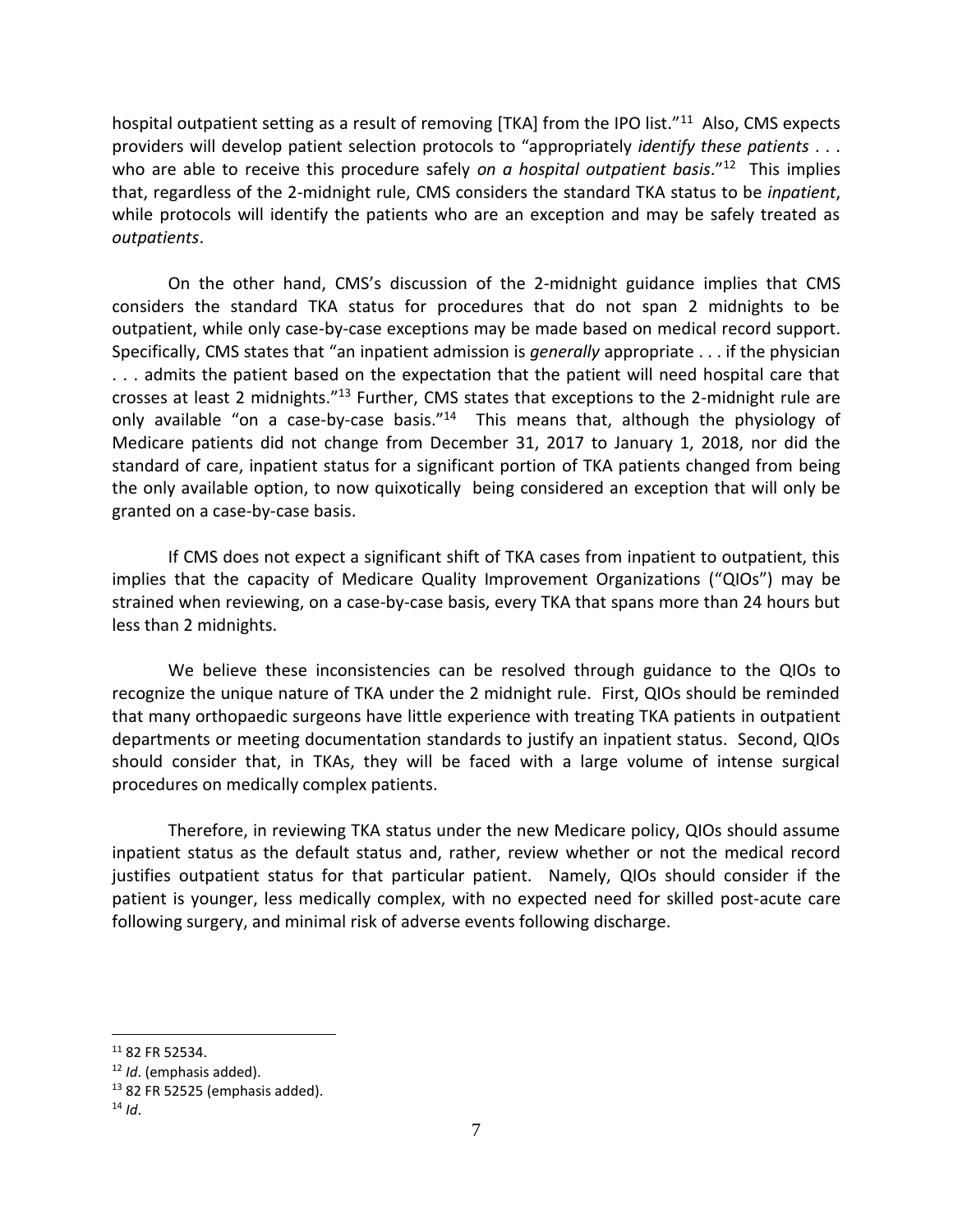hospital outpatient setting as a result of removing [TKA] from the IPO list."[11] Also, CMS expects providers will develop patient selection protocols to "appropriately *identify these patients* . . . who are able to receive this procedure safely *on a hospital outpatient basis*."[12] This implies that, regardless of the 2-midnight rule, CMS considers the standard TKA status to be *inpatient*, while protocols will identify the patients who are an exception and may be safely treated as *outpatients*.

On the other hand, CMS's discussion of the 2-midnight guidance implies that CMS considers the standard TKA status for procedures that do not span 2 midnights to be outpatient, while only case-by-case exceptions may be made based on medical record support. Specifically, CMS states that "an inpatient admission is *generally* appropriate . . . if the physician . . . admits the patient based on the expectation that the patient will need hospital care that crosses at least 2 midnights."[13] Further, CMS states that exceptions to the 2-midnight rule are only available "on a case-by-case basis."[14] This means that, although the physiology of Medicare patients did not change from December 31, 2017 to January 1, 2018, nor did the standard of care, inpatient status for a significant portion of TKA patients changed from being the only available option, to now quixotically being considered an exception that will only be granted on a case-by-case basis.

If CMS does not expect a significant shift of TKA cases from inpatient to outpatient, this implies that the capacity of Medicare Quality Improvement Organizations ("QIOs") may be strained when reviewing, on a case-by-case basis, every TKA that spans more than 24 hours but less than 2 midnights.

We believe these inconsistencies can be resolved through guidance to the QIOs to recognize the unique nature of TKA under the 2 midnight rule. First, QIOs should be reminded that many orthopaedic surgeons have little experience with treating TKA patients in outpatient departments or meeting documentation standards to justify an inpatient status. Second, QIOs should consider that, in TKAs, they will be faced with a large volume of intense surgical procedures on medically complex patients.

Therefore, in reviewing TKA status under the new Medicare policy, QIOs should assume inpatient status as the default status and, rather, review whether or not the medical record justifies outpatient status for that particular patient. Namely, QIOs should consider if the patient is younger, less medically complex, with no expected need for skilled post-acute care following surgery, and minimal risk of adverse events following discharge.

---

[11] 82 FR 52534.

[12] *Id*. (emphasis added).

[13] 82 FR 52525 (emphasis added).

[14] *Id*.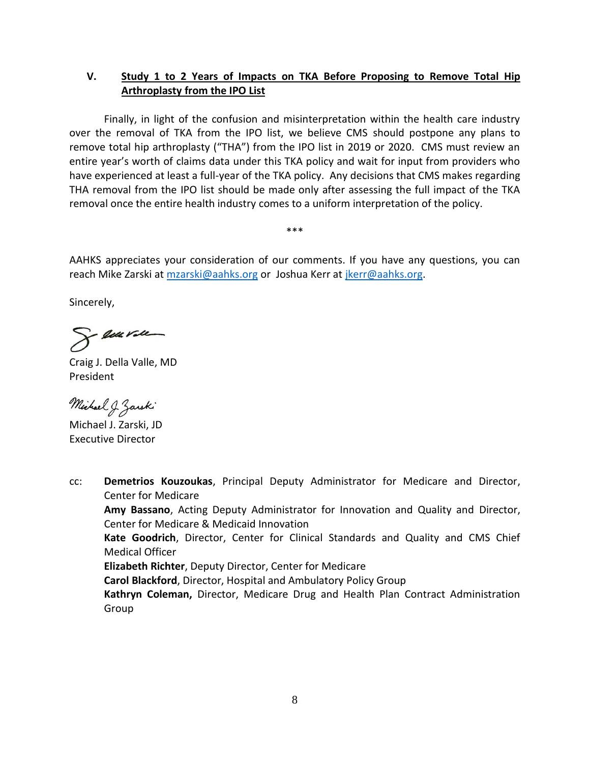## V. Study 1 to 2 Years of Impacts on TKA Before Proposing to Remove Total Hip Arthroplasty from the IPO List

Finally, in light of the confusion and misinterpretation within the health care industry over the removal of TKA from the IPO list, we believe CMS should postpone any plans to remove total hip arthroplasty ("THA") from the IPO list in 2019 or 2020. CMS must review an entire year's worth of claims data under this TKA policy and wait for input from providers who have experienced at least a full-year of the TKA policy. Any decisions that CMS makes regarding THA removal from the IPO list should be made only after assessing the full impact of the TKA removal once the entire health industry comes to a uniform interpretation of the policy.

***

AAHKS appreciates your consideration of our comments. If you have any questions, you can reach Mike Zarski at mzarski@aahks.org or Joshua Kerr at jkerr@aahks.org.

Sincerely,

Craig J. Della Valle, MD
President

Michael J. Zarski, JD
Executive Director

cc: **Demetrios Kouzoukas**, Principal Deputy Administrator for Medicare and Director, Center for Medicare
**Amy Bassano**, Acting Deputy Administrator for Innovation and Quality and Director, Center for Medicare & Medicaid Innovation
**Kate Goodrich**, Director, Center for Clinical Standards and Quality and CMS Chief Medical Officer
**Elizabeth Richter**, Deputy Director, Center for Medicare
**Carol Blackford**, Director, Hospital and Ambulatory Policy Group
**Kathryn Coleman,** Director, Medicare Drug and Health Plan Contract Administration Group